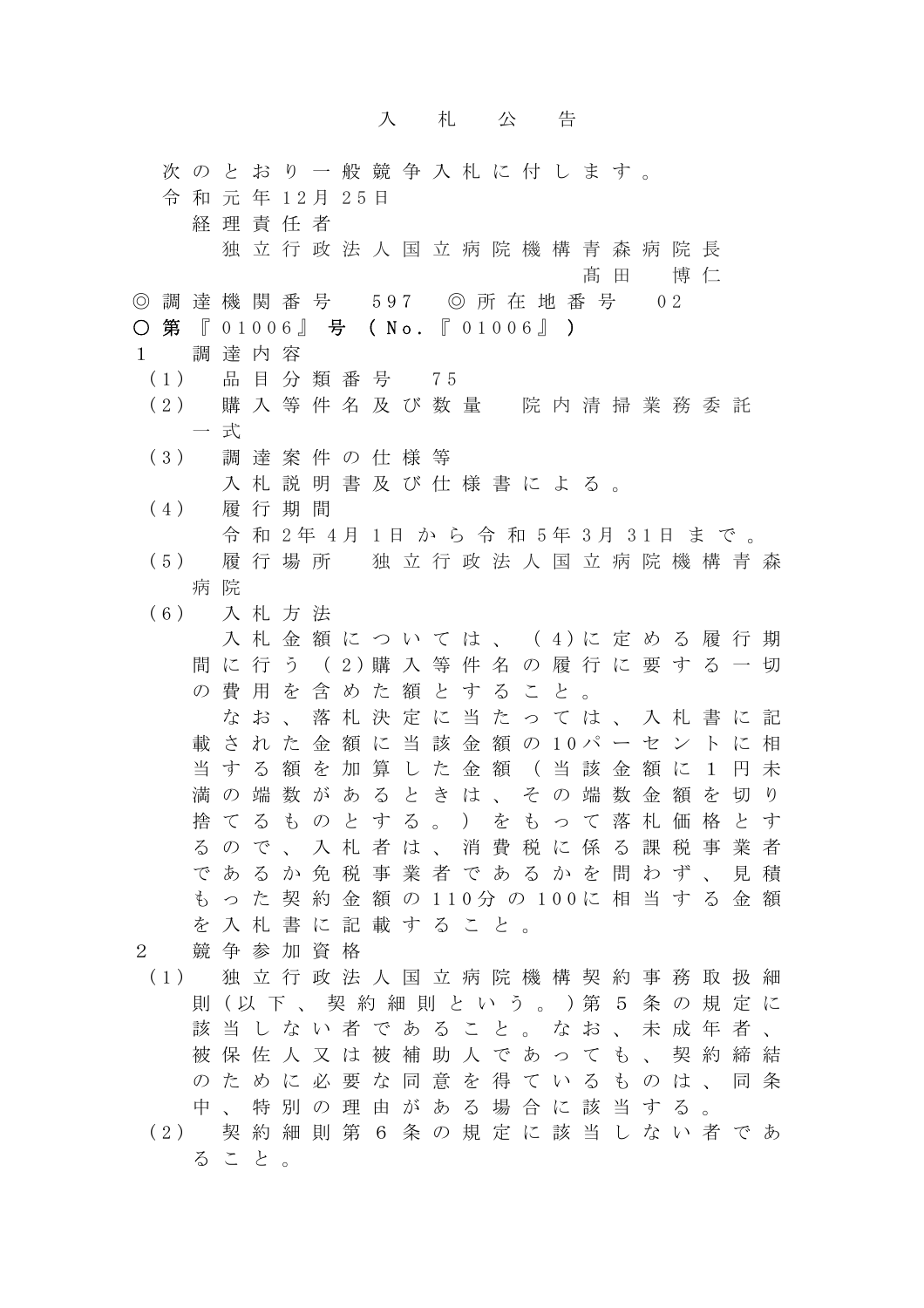# 入札公告

次のとおり一般競争入札に付します。

令和元年12月25日

経理責任者

独立行政法人国立病院機構青森病院長

髙田　博仁

◎調達機関番号　597　◎所在地番号　02

**○第『01006』号（No.『01006』）**

1　調達内容

（1）　品目分類番号　75

（2）　購入等件名及び数量　院内清掃業務委託一式

（3）　調達案件の仕様等

入札説明書及び仕様書による。

（4）　履行期間

令和2年4月1日から令和5年3月31日まで。

（5）　履行場所　独立行政法人国立病院機構青森病院

（6）　入札方法

入札金額については、（4）に定める履行期間に行う（2）購入等件名の履行に要する一切の費用を含めた額とすること。

なお、落札決定に当たっては、入札書に記載された金額に当該金額の10パーセントに相当する額を加算した金額（当該金額に1円未満の端数があるときは、その端数金額を切り捨てるものとする。）をもって落札価格とするので、入札者は、消費税に係る課税事業者であるか免税事業者であるかを問わず、見積もった契約金額の110分の100に相当する金額を入札書に記載すること。

2　競争参加資格

（1）　独立行政法人国立病院機構契約事務取扱細則（以下、契約細則という。）第5条の規定に該当しない者であること。なお、未成年者、被保佐人又は被補助人であっても、契約締結のために必要な同意を得ているものは、同条中、特別の理由がある場合に該当する。

（2）　契約細則第6条の規定に該当しない者であること。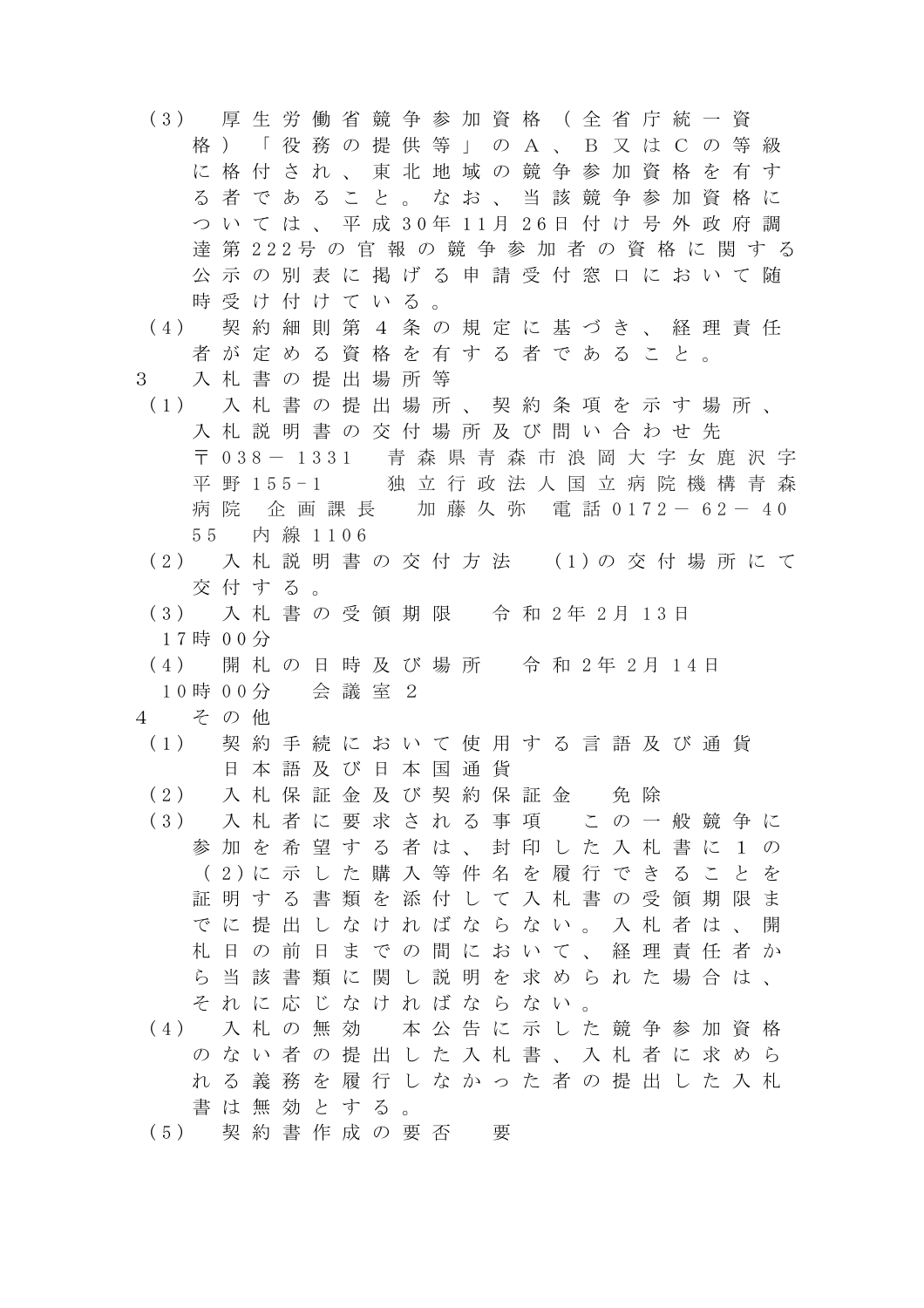(3)　厚生労働省競争参加資格（全省庁統一資格）「役務の提供等」のＡ、Ｂ又はＣの等級に格付され、東北地域の競争参加資格を有する者であること。なお、当該競争参加資格については、平成30年11月26日付け号外政府調達第222号の官報の競争参加者の資格に関する公示の別表に掲げる申請受付窓口において随時受け付けている。

(4)　契約細則第４条の規定に基づき、経理責任者が定める資格を有する者であること。

3　入札書の提出場所等

(1)　入札書の提出場所、契約条項を示す場所、入札説明書の交付場所及び問い合わせ先　〒038－1331　青森県青森市浪岡大字女鹿沢字平野155-1　独立行政法人国立病院機構青森病院　企画課長　加藤久弥　電話0172－62－4055　内線1106

(2)　入札説明書の交付方法　(1)の交付場所にて交付する。

(3)　入札書の受領期限　令和2年2月13日17時00分

(4)　開札の日時及び場所　令和2年2月14日10時00分　会議室２

4　その他

(1)　契約手続において使用する言語及び通貨　日本語及び日本国通貨

(2)　入札保証金及び契約保証金　免除

(3)　入札者に要求される事項　この一般競争に参加を希望する者は、封印した入札書に１の（2)に示した購入等件名を履行できることを証明する書類を添付して入札書の受領期限までに提出しなければならない。入札者は、開札日の前日までの間において、経理責任者から当該書類に関し説明を求められた場合は、それに応じなければならない。

(4)　入札の無効　本公告に示した競争参加資格のない者の提出した入札書、入札者に求められる義務を履行しなかった者の提出した入札書は無効とする。

(5)　契約書作成の要否　要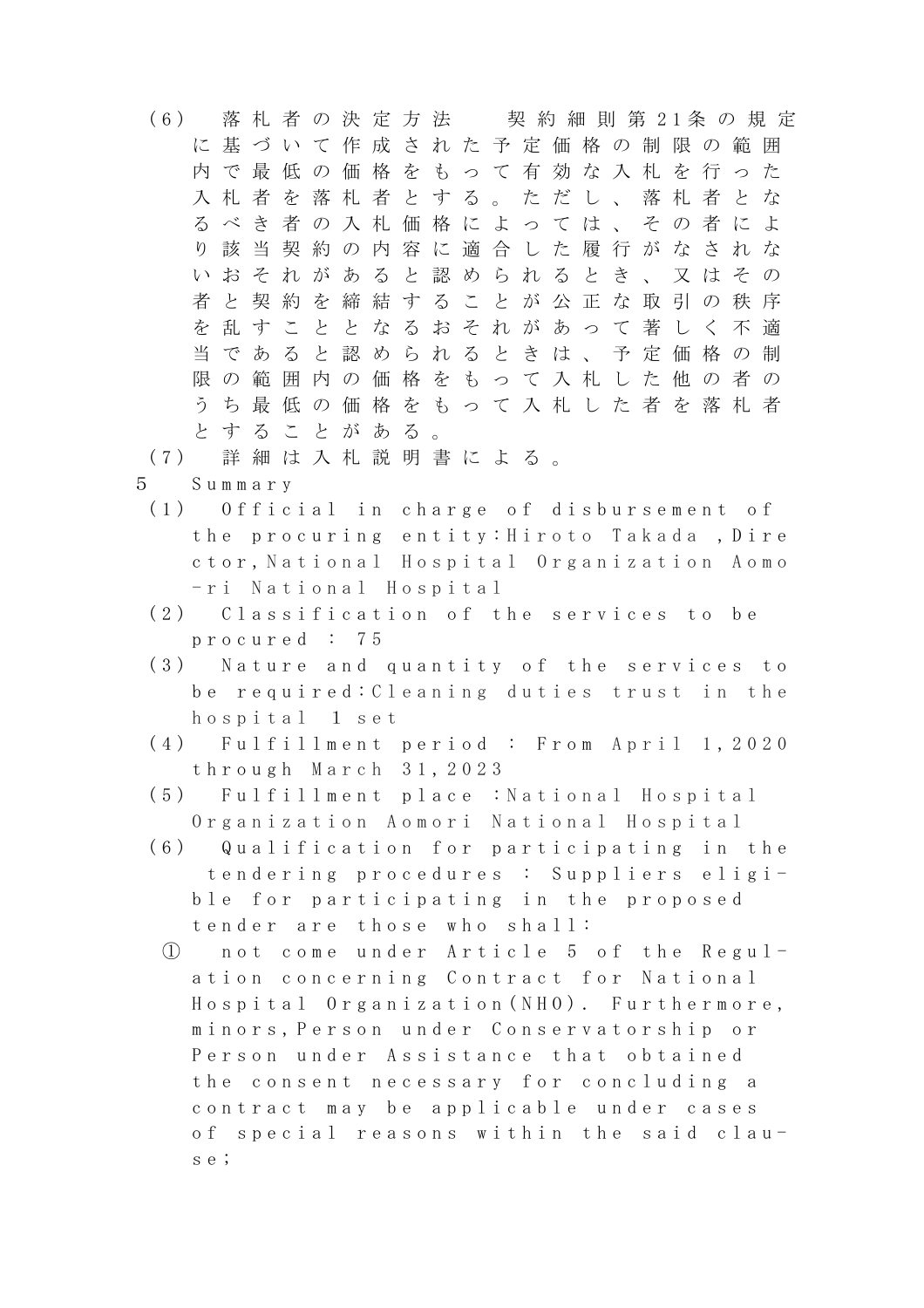（6） 落札者の決定方法　契約細則第21条の規定に基づいて作成された予定価格の制限の範囲内で最低の価格をもって有効な入札を行った入札者を落札者とする。ただし、落札者となるべき者の入札価格によっては、その者により該当契約の内容に適合した履行がなされないおそれがあると認められるとき、又はその者と契約を締結することが公正な取引の秩序を乱すこととなるおそれがあって著しく不適当であると認められるときは、予定価格の制限の範囲内の価格をもって入札した他の者のうち最低の価格をもって入札した者を落札者とすることがある。

（7） 詳細は入札説明書による。

5 Summary

（1） Official in charge of disbursement of the procuring entity:Hiroto Takada ,Director,National Hospital Organization Aomo-ri National Hospital

（2） Classification of the services to be procured : 75

（3） Nature and quantity of the services to be required:Cleaning duties trust in the hospital 1 set

（4） Fulfillment period : From April 1,2020 through March 31,2023

（5） Fulfillment place :National Hospital Organization Aomori National Hospital

（6） Qualification for participating in the tendering procedures : Suppliers eligi-ble for participating in the proposed tender are those who shall:

① not come under Article 5 of the Regul-ation concerning Contract for National Hospital Organization(NHO). Furthermore, minors,Person under Conservatorship or Person under Assistance that obtained the consent necessary for concluding a contract may be applicable under cases of special reasons within the said clau-se;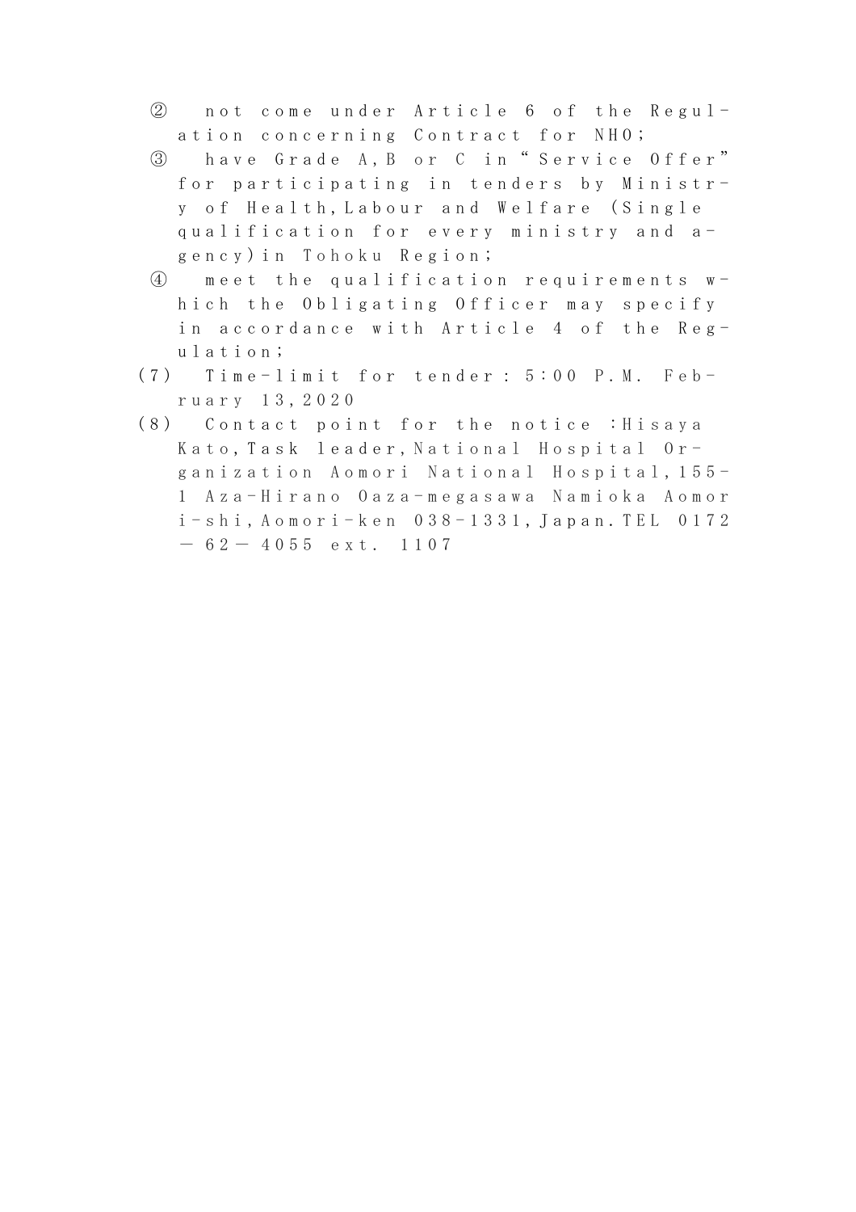② not come under Article 6 of the Regulation concerning Contract for NHO;

③ have Grade A,B or C in "Service Offer" for participating in tenders by Ministry of Health,Labour and Welfare (Single qualification for every ministry and agency)in Tohoku Region;

④ meet the qualification requirements which the Obligating Officer may specify in accordance with Article 4 of the Regulation;

(7) Time-limit for tender: 5:00 P.M. February 13,2020

(8) Contact point for the notice :Hisaya Kato,Task leader,National Hospital Organization Aomori National Hospital,155-1 Aza-Hirano Oaza-megasawa Namioka Aomori-shi,Aomori-ken 038-1331,Japan.TEL 0172－62－4055 ext. 1107